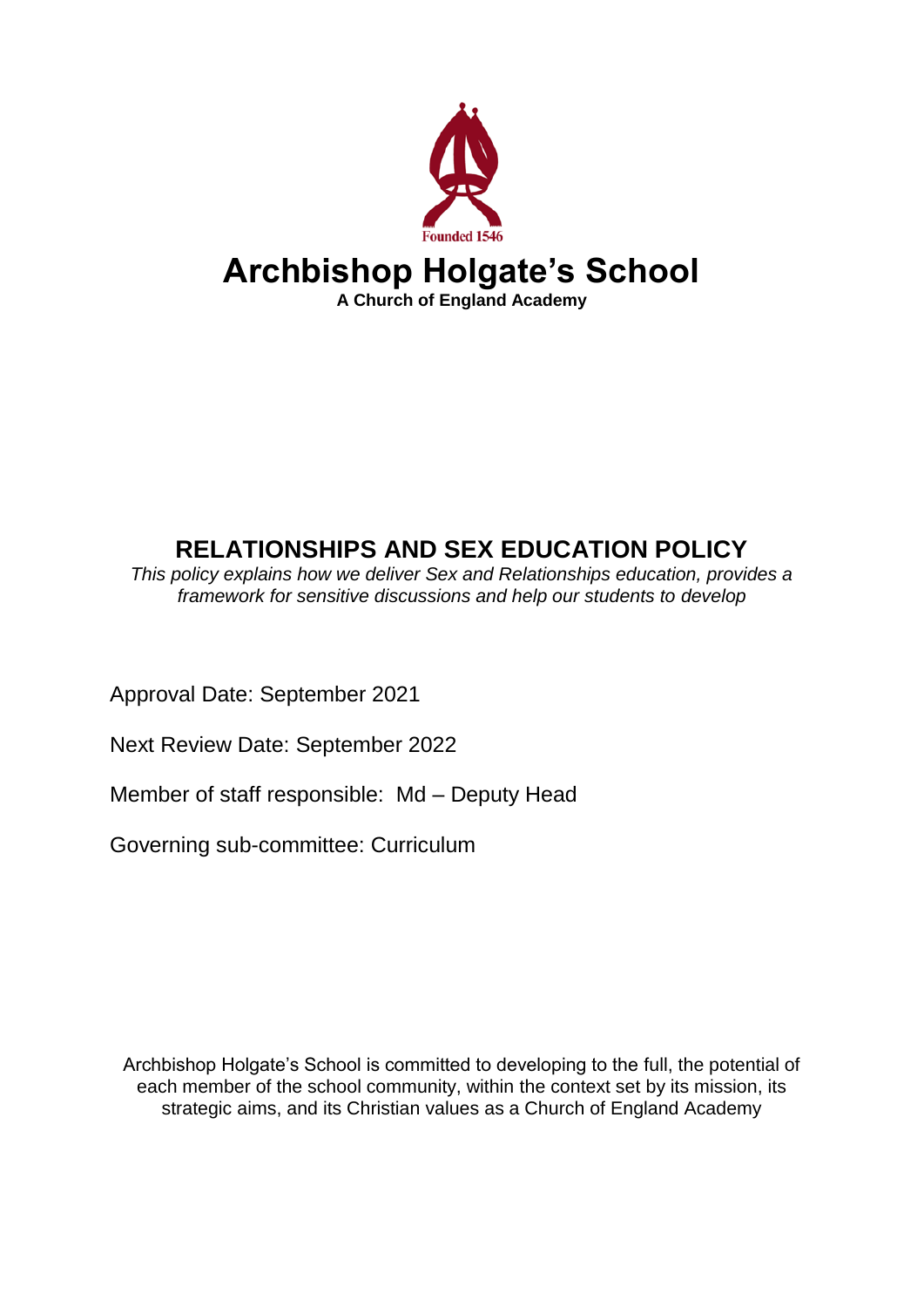Founded 1546

# Archbishop Holgate's School

**A Church of England Academy**

## RELATIONSHIPS AND SEX EDUCATION POLICY

*This policy explains how we deliver Sex and Relationships education, provides a framework for sensitive discussions and help our students to develop*

Approval Date: September 2021

Next Review Date: September 2022

Member of staff responsible: Md – Deputy Head

Governing sub-committee: Curriculum

Archbishop Holgate's School is committed to developing to the full, the potential of each member of the school community, within the context set by its mission, its strategic aims, and its Christian values as a Church of England Academy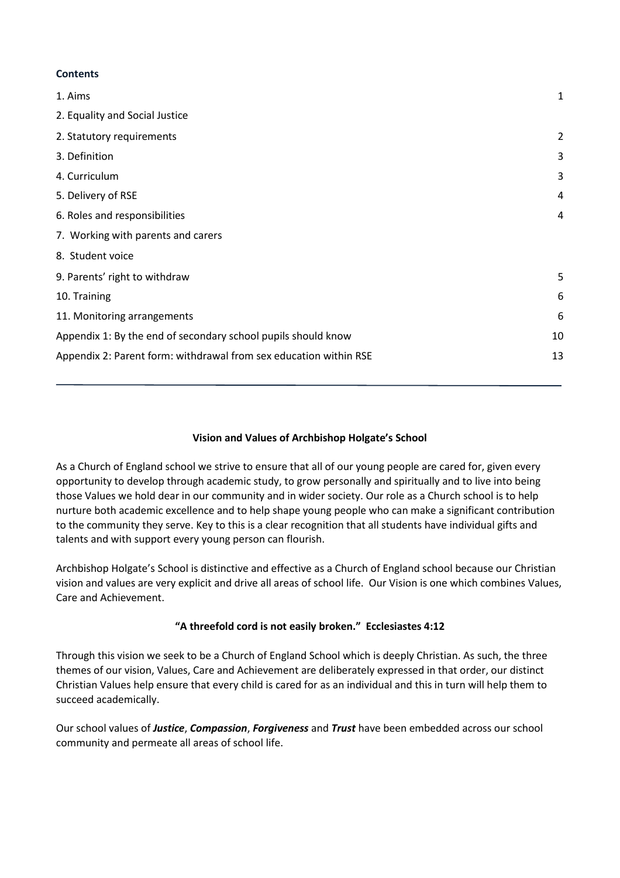**Contents**

| | |
|---|---|
| 1. Aims | 1 |
| 2. Equality and Social Justice | |
| 2. Statutory requirements | 2 |
| 3. Definition | 3 |
| 4. Curriculum | 3 |
| 5. Delivery of RSE | 4 |
| 6. Roles and responsibilities | 4 |
| 7. Working with parents and carers | |
| 8. Student voice | |
| 9. Parents' right to withdraw | 5 |
| 10. Training | 6 |
| 11. Monitoring arrangements | 6 |
| Appendix 1: By the end of secondary school pupils should know | 10 |
| Appendix 2: Parent form: withdrawal from sex education within RSE | 13 |

---

**Vision and Values of Archbishop Holgate's School**

As a Church of England school we strive to ensure that all of our young people are cared for, given every opportunity to develop through academic study, to grow personally and spiritually and to live into being those Values we hold dear in our community and in wider society. Our role as a Church school is to help nurture both academic excellence and to help shape young people who can make a significant contribution to the community they serve. Key to this is a clear recognition that all students have individual gifts and talents and with support every young person can flourish.

Archbishop Holgate's School is distinctive and effective as a Church of England school because our Christian vision and values are very explicit and drive all areas of school life. Our Vision is one which combines Values, Care and Achievement.

**"A threefold cord is not easily broken." Ecclesiastes 4:12**

Through this vision we seek to be a Church of England School which is deeply Christian. As such, the three themes of our vision, Values, Care and Achievement are deliberately expressed in that order, our distinct Christian Values help ensure that every child is cared for as an individual and this in turn will help them to succeed academically.

Our school values of ***Justice***, ***Compassion***, ***Forgiveness*** and ***Trust*** have been embedded across our school community and permeate all areas of school life.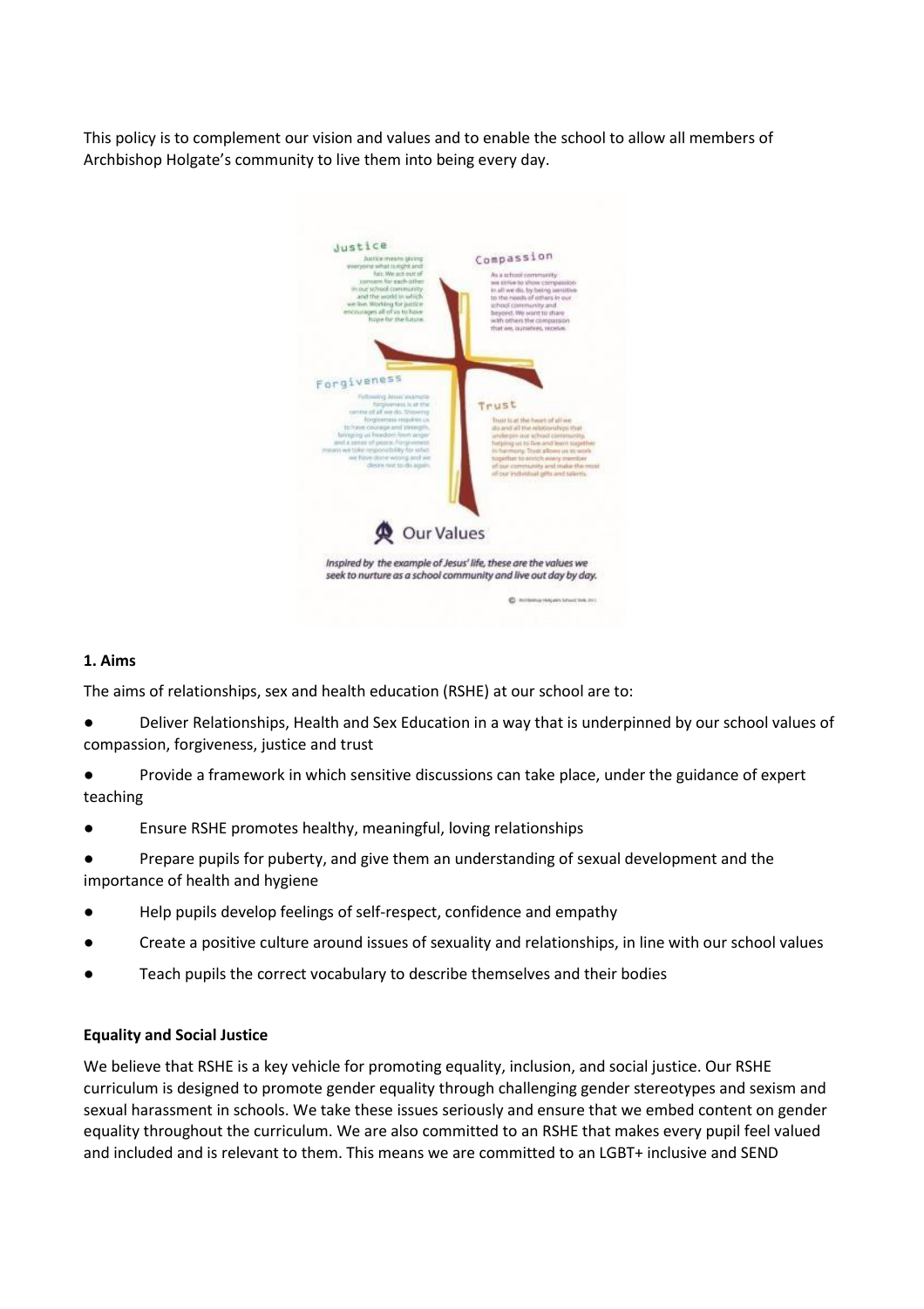This policy is to complement our vision and values and to enable the school to allow all members of Archbishop Holgate's community to live them into being every day.

## 1. Aims

The aims of relationships, sex and health education (RSHE) at our school are to:

- Deliver Relationships, Health and Sex Education in a way that is underpinned by our school values of compassion, forgiveness, justice and trust
- Provide a framework in which sensitive discussions can take place, under the guidance of expert teaching
- Ensure RSHE promotes healthy, meaningful, loving relationships
- Prepare pupils for puberty, and give them an understanding of sexual development and the importance of health and hygiene
- Help pupils develop feelings of self-respect, confidence and empathy
- Create a positive culture around issues of sexuality and relationships, in line with our school values
- Teach pupils the correct vocabulary to describe themselves and their bodies

### Equality and Social Justice

We believe that RSHE is a key vehicle for promoting equality, inclusion, and social justice. Our RSHE curriculum is designed to promote gender equality through challenging gender stereotypes and sexism and sexual harassment in schools. We take these issues seriously and ensure that we embed content on gender equality throughout the curriculum. We are also committed to an RSHE that makes every pupil feel valued and included and is relevant to them. This means we are committed to an LGBT+ inclusive and SEND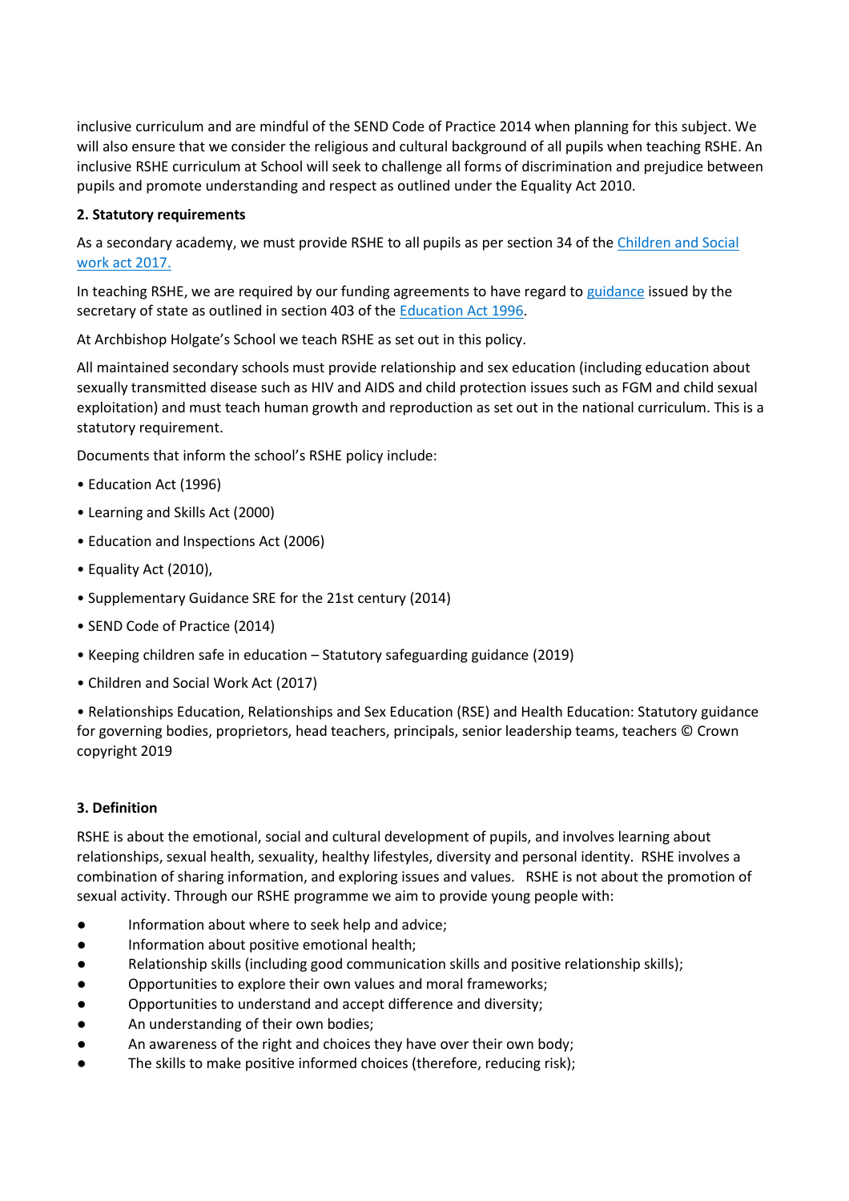inclusive curriculum and are mindful of the SEND Code of Practice 2014 when planning for this subject. We will also ensure that we consider the religious and cultural background of all pupils when teaching RSHE. An inclusive RSHE curriculum at School will seek to challenge all forms of discrimination and prejudice between pupils and promote understanding and respect as outlined under the Equality Act 2010.

**2. Statutory requirements**

As a secondary academy, we must provide RSHE to all pupils as per section 34 of the Children and Social work act 2017.

In teaching RSHE, we are required by our funding agreements to have regard to guidance issued by the secretary of state as outlined in section 403 of the Education Act 1996.

At Archbishop Holgate's School we teach RSHE as set out in this policy.

All maintained secondary schools must provide relationship and sex education (including education about sexually transmitted disease such as HIV and AIDS and child protection issues such as FGM and child sexual exploitation) and must teach human growth and reproduction as set out in the national curriculum. This is a statutory requirement.

Documents that inform the school's RSHE policy include:

- Education Act (1996)
- Learning and Skills Act (2000)
- Education and Inspections Act (2006)
- Equality Act (2010),
- Supplementary Guidance SRE for the 21st century (2014)
- SEND Code of Practice (2014)
- Keeping children safe in education – Statutory safeguarding guidance (2019)
- Children and Social Work Act (2017)
- Relationships Education, Relationships and Sex Education (RSE) and Health Education: Statutory guidance for governing bodies, proprietors, head teachers, principals, senior leadership teams, teachers © Crown copyright 2019

**3. Definition**

RSHE is about the emotional, social and cultural development of pupils, and involves learning about relationships, sexual health, sexuality, healthy lifestyles, diversity and personal identity. RSHE involves a combination of sharing information, and exploring issues and values. RSHE is not about the promotion of sexual activity. Through our RSHE programme we aim to provide young people with:

- Information about where to seek help and advice;
- Information about positive emotional health;
- Relationship skills (including good communication skills and positive relationship skills);
- Opportunities to explore their own values and moral frameworks;
- Opportunities to understand and accept difference and diversity;
- An understanding of their own bodies;
- An awareness of the right and choices they have over their own body;
- The skills to make positive informed choices (therefore, reducing risk);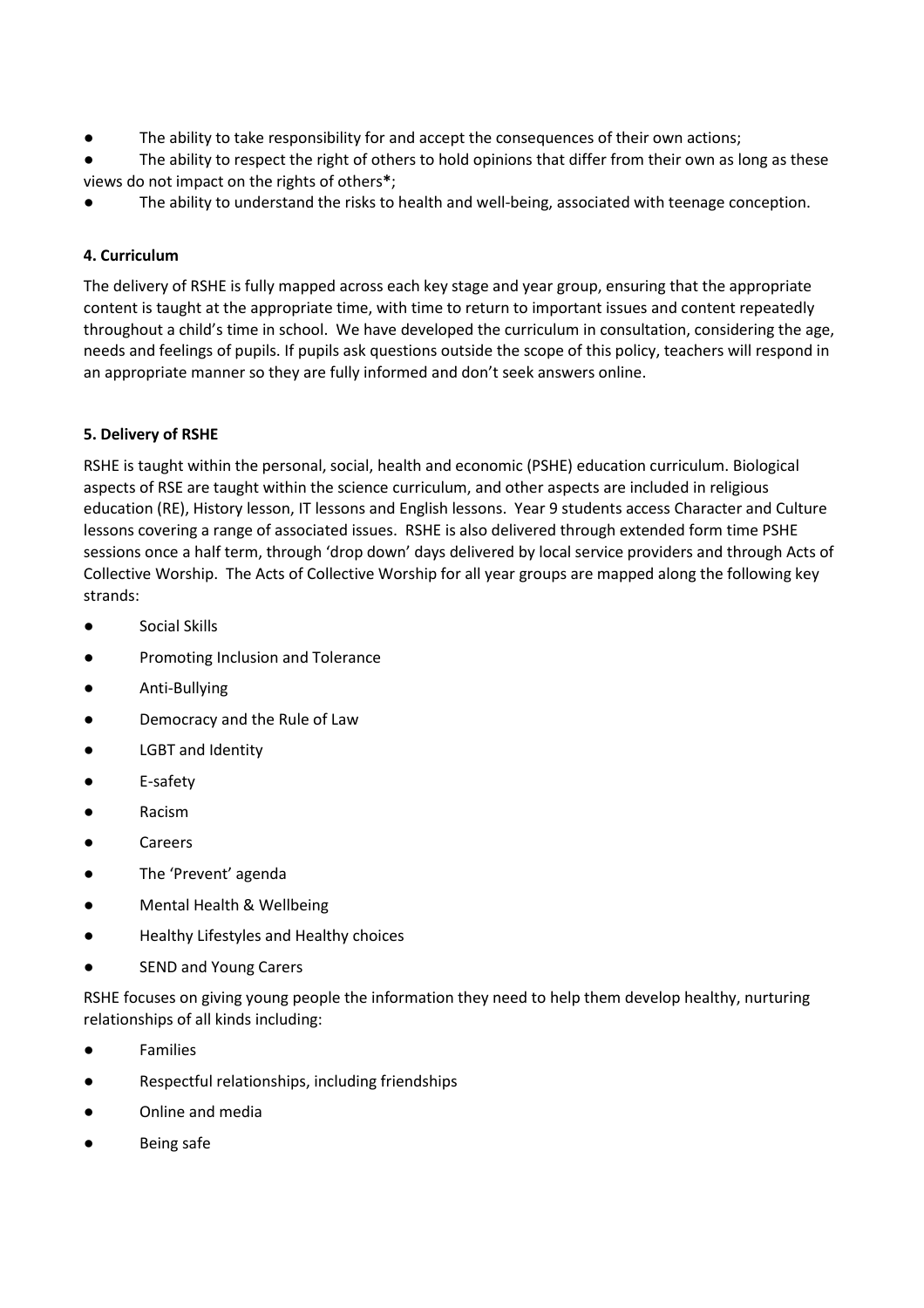- The ability to take responsibility for and accept the consequences of their own actions;
- The ability to respect the right of others to hold opinions that differ from their own as long as these views do not impact on the rights of others**\***;
- The ability to understand the risks to health and well-being, associated with teenage conception.

**4. Curriculum**

The delivery of RSHE is fully mapped across each key stage and year group, ensuring that the appropriate content is taught at the appropriate time, with time to return to important issues and content repeatedly throughout a child's time in school. We have developed the curriculum in consultation, considering the age, needs and feelings of pupils. If pupils ask questions outside the scope of this policy, teachers will respond in an appropriate manner so they are fully informed and don't seek answers online.

**5. Delivery of RSHE**

RSHE is taught within the personal, social, health and economic (PSHE) education curriculum. Biological aspects of RSE are taught within the science curriculum, and other aspects are included in religious education (RE), History lesson, IT lessons and English lessons. Year 9 students access Character and Culture lessons covering a range of associated issues. RSHE is also delivered through extended form time PSHE sessions once a half term, through 'drop down' days delivered by local service providers and through Acts of Collective Worship. The Acts of Collective Worship for all year groups are mapped along the following key strands:

- Social Skills
- Promoting Inclusion and Tolerance
- Anti-Bullying
- Democracy and the Rule of Law
- LGBT and Identity
- E-safety
- Racism
- Careers
- The 'Prevent' agenda
- Mental Health & Wellbeing
- Healthy Lifestyles and Healthy choices
- SEND and Young Carers

RSHE focuses on giving young people the information they need to help them develop healthy, nurturing relationships of all kinds including:

- Families
- Respectful relationships, including friendships
- Online and media
- Being safe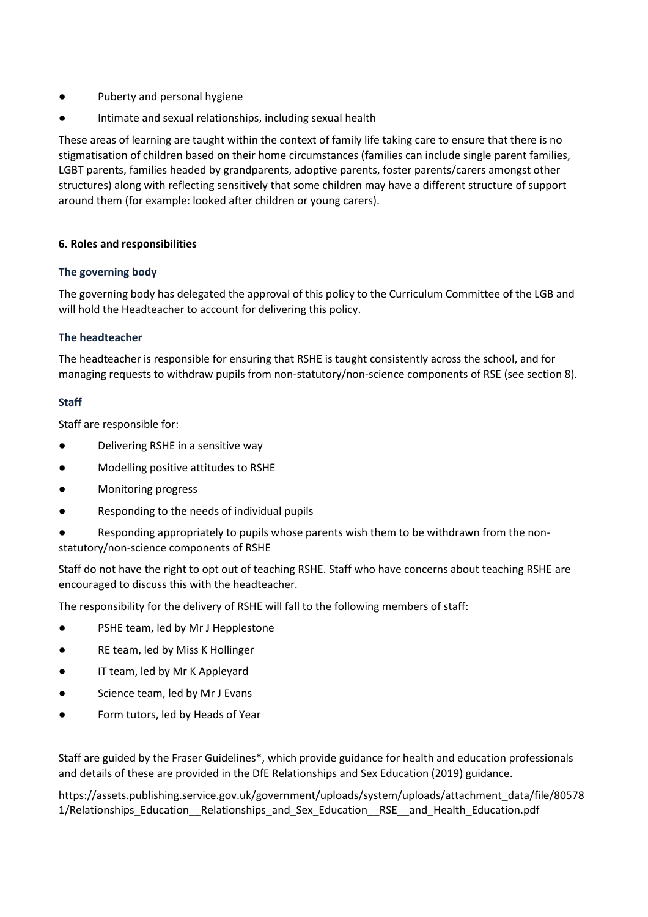- Puberty and personal hygiene
- Intimate and sexual relationships, including sexual health

These areas of learning are taught within the context of family life taking care to ensure that there is no stigmatisation of children based on their home circumstances (families can include single parent families, LGBT parents, families headed by grandparents, adoptive parents, foster parents/carers amongst other structures) along with reflecting sensitively that some children may have a different structure of support around them (for example: looked after children or young carers).

## 6. Roles and responsibilities

### The governing body

The governing body has delegated the approval of this policy to the Curriculum Committee of the LGB and will hold the Headteacher to account for delivering this policy.

### The headteacher

The headteacher is responsible for ensuring that RSHE is taught consistently across the school, and for managing requests to withdraw pupils from non-statutory/non-science components of RSE (see section 8).

### Staff

Staff are responsible for:

- Delivering RSHE in a sensitive way
- Modelling positive attitudes to RSHE
- Monitoring progress
- Responding to the needs of individual pupils
- Responding appropriately to pupils whose parents wish them to be withdrawn from the non-statutory/non-science components of RSHE

Staff do not have the right to opt out of teaching RSHE. Staff who have concerns about teaching RSHE are encouraged to discuss this with the headteacher.

The responsibility for the delivery of RSHE will fall to the following members of staff:

- PSHE team, led by Mr J Hepplestone
- RE team, led by Miss K Hollinger
- IT team, led by Mr K Appleyard
- Science team, led by Mr J Evans
- Form tutors, led by Heads of Year

Staff are guided by the Fraser Guidelines*, which provide guidance for health and education professionals and details of these are provided in the DfE Relationships and Sex Education (2019) guidance.

https://assets.publishing.service.gov.uk/government/uploads/system/uploads/attachment_data/file/805781/Relationships_Education__Relationships_and_Sex_Education__RSE__and_Health_Education.pdf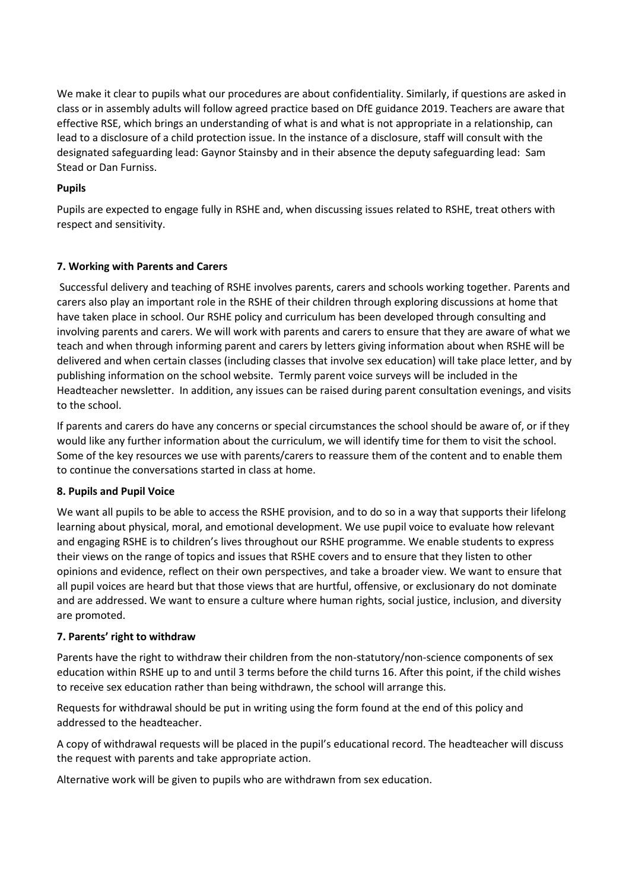We make it clear to pupils what our procedures are about confidentiality. Similarly, if questions are asked in class or in assembly adults will follow agreed practice based on DfE guidance 2019. Teachers are aware that effective RSE, which brings an understanding of what is and what is not appropriate in a relationship, can lead to a disclosure of a child protection issue. In the instance of a disclosure, staff will consult with the designated safeguarding lead: Gaynor Stainsby and in their absence the deputy safeguarding lead: Sam Stead or Dan Furniss.

**Pupils**

Pupils are expected to engage fully in RSHE and, when discussing issues related to RSHE, treat others with respect and sensitivity.

**7. Working with Parents and Carers**

Successful delivery and teaching of RSHE involves parents, carers and schools working together. Parents and carers also play an important role in the RSHE of their children through exploring discussions at home that have taken place in school. Our RSHE policy and curriculum has been developed through consulting and involving parents and carers. We will work with parents and carers to ensure that they are aware of what we teach and when through informing parent and carers by letters giving information about when RSHE will be delivered and when certain classes (including classes that involve sex education) will take place letter, and by publishing information on the school website. Termly parent voice surveys will be included in the Headteacher newsletter. In addition, any issues can be raised during parent consultation evenings, and visits to the school.

If parents and carers do have any concerns or special circumstances the school should be aware of, or if they would like any further information about the curriculum, we will identify time for them to visit the school. Some of the key resources we use with parents/carers to reassure them of the content and to enable them to continue the conversations started in class at home.

**8. Pupils and Pupil Voice**

We want all pupils to be able to access the RSHE provision, and to do so in a way that supports their lifelong learning about physical, moral, and emotional development. We use pupil voice to evaluate how relevant and engaging RSHE is to children's lives throughout our RSHE programme. We enable students to express their views on the range of topics and issues that RSHE covers and to ensure that they listen to other opinions and evidence, reflect on their own perspectives, and take a broader view. We want to ensure that all pupil voices are heard but that those views that are hurtful, offensive, or exclusionary do not dominate and are addressed. We want to ensure a culture where human rights, social justice, inclusion, and diversity are promoted.

**7. Parents' right to withdraw**

Parents have the right to withdraw their children from the non-statutory/non-science components of sex education within RSHE up to and until 3 terms before the child turns 16. After this point, if the child wishes to receive sex education rather than being withdrawn, the school will arrange this.

Requests for withdrawal should be put in writing using the form found at the end of this policy and addressed to the headteacher.

A copy of withdrawal requests will be placed in the pupil's educational record. The headteacher will discuss the request with parents and take appropriate action.

Alternative work will be given to pupils who are withdrawn from sex education.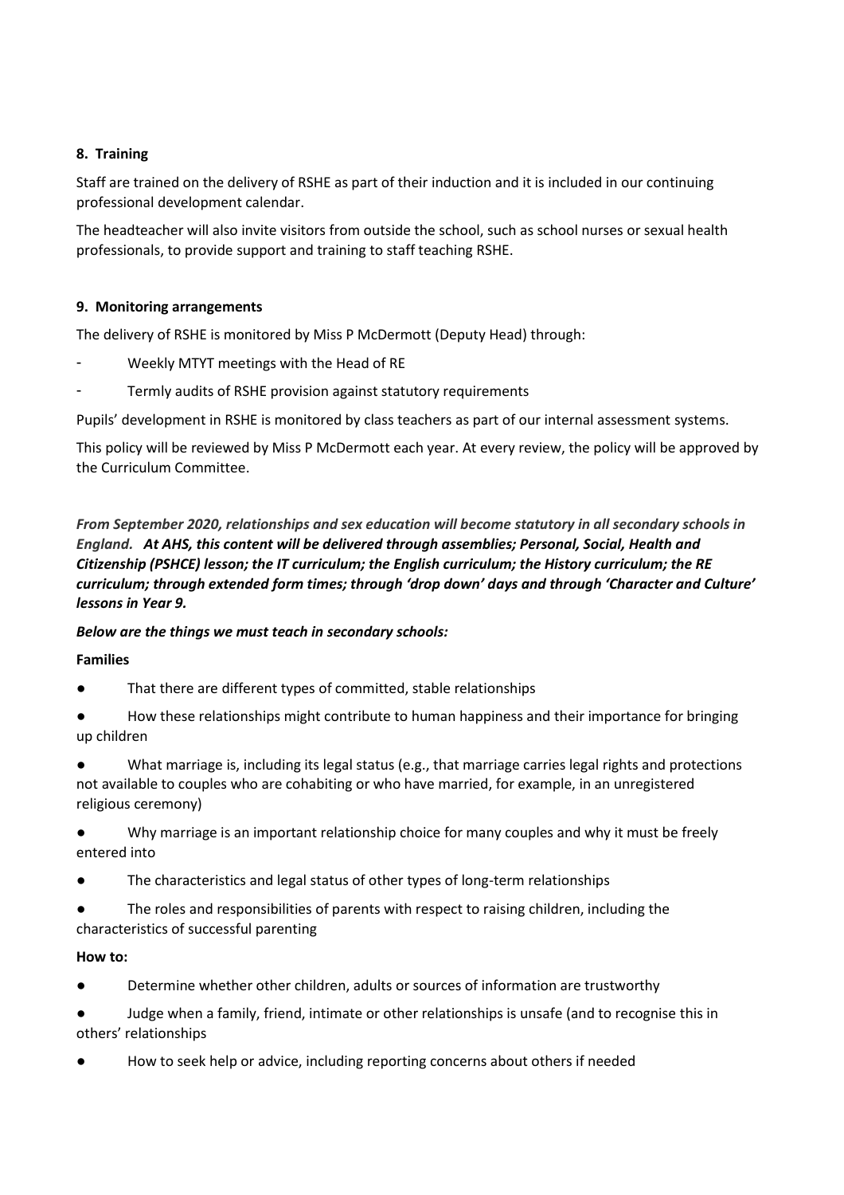**8. Training**

Staff are trained on the delivery of RSHE as part of their induction and it is included in our continuing professional development calendar.

The headteacher will also invite visitors from outside the school, such as school nurses or sexual health professionals, to provide support and training to staff teaching RSHE.

**9. Monitoring arrangements**

The delivery of RSHE is monitored by Miss P McDermott (Deputy Head) through:

- Weekly MTYT meetings with the Head of RE
- Termly audits of RSHE provision against statutory requirements

Pupils' development in RSHE is monitored by class teachers as part of our internal assessment systems.

This policy will be reviewed by Miss P McDermott each year. At every review, the policy will be approved by the Curriculum Committee.

*From September 2020, relationships and sex education will become statutory in all secondary schools in England.* ***At AHS, this content will be delivered through assemblies; Personal, Social, Health and Citizenship (PSHCE) lesson; the IT curriculum; the English curriculum; the History curriculum; the RE curriculum; through extended form times; through 'drop down' days and through 'Character and Culture' lessons in Year 9.***

***Below are the things we must teach in secondary schools:***

**Families**

- That there are different types of committed, stable relationships
- How these relationships might contribute to human happiness and their importance for bringing up children
- What marriage is, including its legal status (e.g., that marriage carries legal rights and protections not available to couples who are cohabiting or who have married, for example, in an unregistered religious ceremony)
- Why marriage is an important relationship choice for many couples and why it must be freely entered into
- The characteristics and legal status of other types of long-term relationships
- The roles and responsibilities of parents with respect to raising children, including the characteristics of successful parenting

**How to:**

- Determine whether other children, adults or sources of information are trustworthy
- Judge when a family, friend, intimate or other relationships is unsafe (and to recognise this in others' relationships
- How to seek help or advice, including reporting concerns about others if needed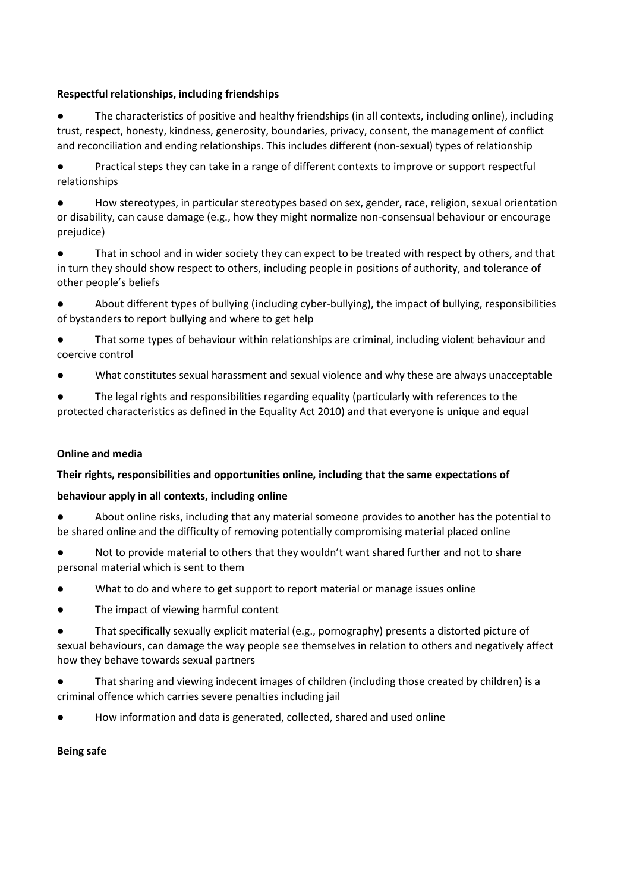**Respectful relationships, including friendships**

- The characteristics of positive and healthy friendships (in all contexts, including online), including trust, respect, honesty, kindness, generosity, boundaries, privacy, consent, the management of conflict and reconciliation and ending relationships. This includes different (non-sexual) types of relationship
- Practical steps they can take in a range of different contexts to improve or support respectful relationships
- How stereotypes, in particular stereotypes based on sex, gender, race, religion, sexual orientation or disability, can cause damage (e.g., how they might normalize non-consensual behaviour or encourage prejudice)
- That in school and in wider society they can expect to be treated with respect by others, and that in turn they should show respect to others, including people in positions of authority, and tolerance of other people's beliefs
- About different types of bullying (including cyber-bullying), the impact of bullying, responsibilities of bystanders to report bullying and where to get help
- That some types of behaviour within relationships are criminal, including violent behaviour and coercive control
- What constitutes sexual harassment and sexual violence and why these are always unacceptable
- The legal rights and responsibilities regarding equality (particularly with references to the protected characteristics as defined in the Equality Act 2010) and that everyone is unique and equal

**Online and media**

**Their rights, responsibilities and opportunities online, including that the same expectations of behaviour apply in all contexts, including online**

- About online risks, including that any material someone provides to another has the potential to be shared online and the difficulty of removing potentially compromising material placed online
- Not to provide material to others that they wouldn't want shared further and not to share personal material which is sent to them
- What to do and where to get support to report material or manage issues online
- The impact of viewing harmful content
- That specifically sexually explicit material (e.g., pornography) presents a distorted picture of sexual behaviours, can damage the way people see themselves in relation to others and negatively affect how they behave towards sexual partners
- That sharing and viewing indecent images of children (including those created by children) is a criminal offence which carries severe penalties including jail
- How information and data is generated, collected, shared and used online

**Being safe**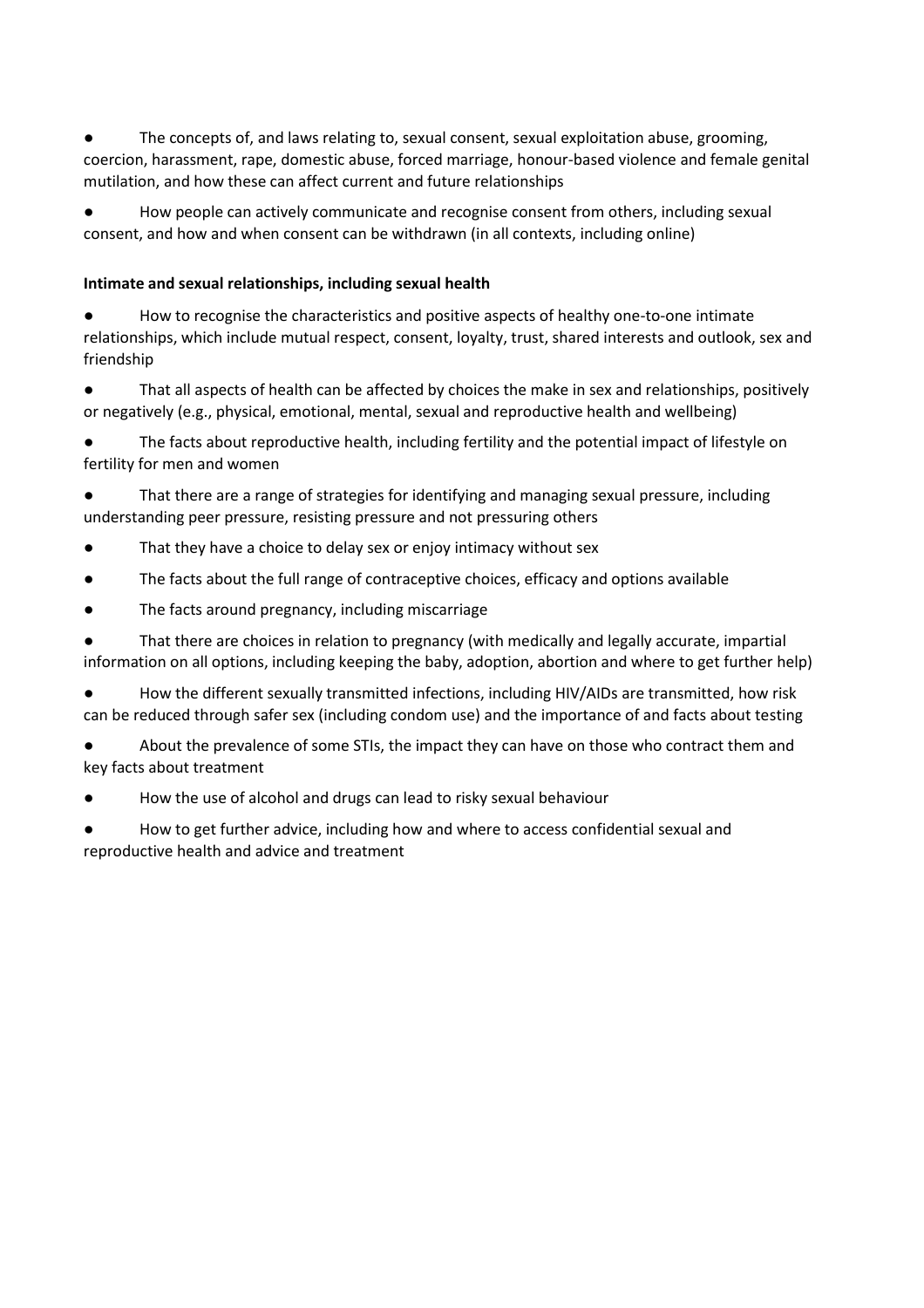- The concepts of, and laws relating to, sexual consent, sexual exploitation abuse, grooming, coercion, harassment, rape, domestic abuse, forced marriage, honour-based violence and female genital mutilation, and how these can affect current and future relationships
- How people can actively communicate and recognise consent from others, including sexual consent, and how and when consent can be withdrawn (in all contexts, including online)

**Intimate and sexual relationships, including sexual health**

- How to recognise the characteristics and positive aspects of healthy one-to-one intimate relationships, which include mutual respect, consent, loyalty, trust, shared interests and outlook, sex and friendship
- That all aspects of health can be affected by choices the make in sex and relationships, positively or negatively (e.g., physical, emotional, mental, sexual and reproductive health and wellbeing)
- The facts about reproductive health, including fertility and the potential impact of lifestyle on fertility for men and women
- That there are a range of strategies for identifying and managing sexual pressure, including understanding peer pressure, resisting pressure and not pressuring others
- That they have a choice to delay sex or enjoy intimacy without sex
- The facts about the full range of contraceptive choices, efficacy and options available
- The facts around pregnancy, including miscarriage
- That there are choices in relation to pregnancy (with medically and legally accurate, impartial information on all options, including keeping the baby, adoption, abortion and where to get further help)
- How the different sexually transmitted infections, including HIV/AIDs are transmitted, how risk can be reduced through safer sex (including condom use) and the importance of and facts about testing
- About the prevalence of some STIs, the impact they can have on those who contract them and key facts about treatment
- How the use of alcohol and drugs can lead to risky sexual behaviour
- How to get further advice, including how and where to access confidential sexual and reproductive health and advice and treatment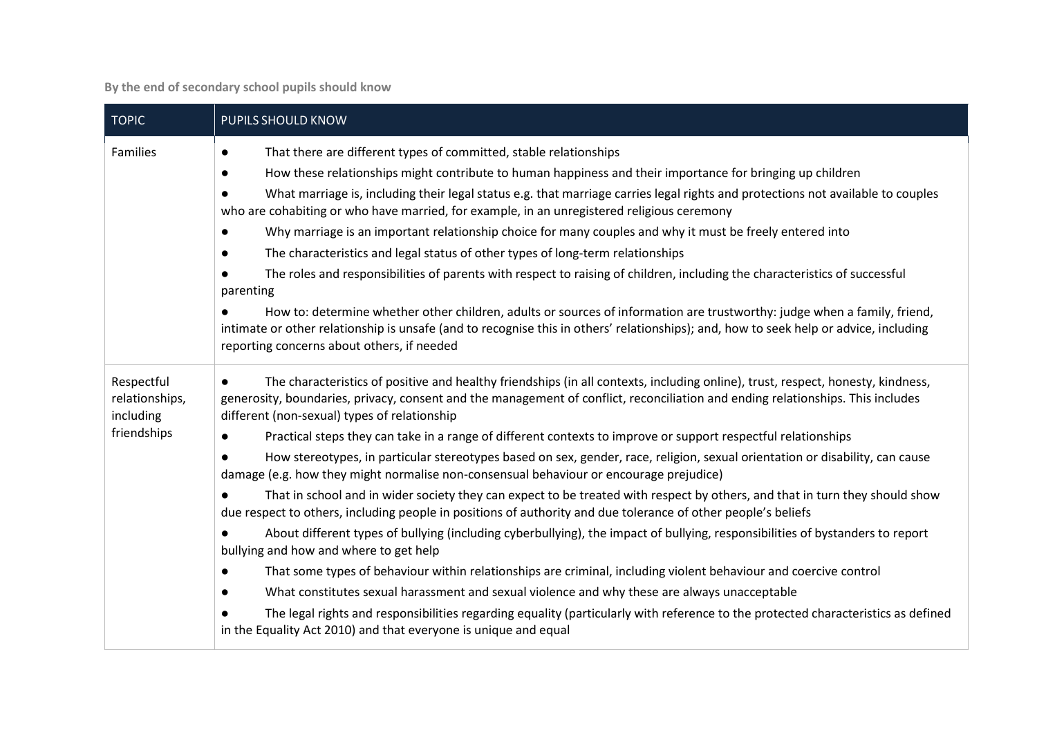**By the end of secondary school pupils should know**

| TOPIC | PUPILS SHOULD KNOW |
|---|---|
| Families | ● That there are different types of committed, stable relationships<br>● How these relationships might contribute to human happiness and their importance for bringing up children<br>● What marriage is, including their legal status e.g. that marriage carries legal rights and protections not available to couples who are cohabiting or who have married, for example, in an unregistered religious ceremony<br>● Why marriage is an important relationship choice for many couples and why it must be freely entered into<br>● The characteristics and legal status of other types of long-term relationships<br>● The roles and responsibilities of parents with respect to raising of children, including the characteristics of successful parenting<br>● How to: determine whether other children, adults or sources of information are trustworthy: judge when a family, friend, intimate or other relationship is unsafe (and to recognise this in others' relationships); and, how to seek help or advice, including reporting concerns about others, if needed |
| Respectful relationships, including friendships | ● The characteristics of positive and healthy friendships (in all contexts, including online), trust, respect, honesty, kindness, generosity, boundaries, privacy, consent and the management of conflict, reconciliation and ending relationships. This includes different (non-sexual) types of relationship<br>● Practical steps they can take in a range of different contexts to improve or support respectful relationships<br>● How stereotypes, in particular stereotypes based on sex, gender, race, religion, sexual orientation or disability, can cause damage (e.g. how they might normalise non-consensual behaviour or encourage prejudice)<br>● That in school and in wider society they can expect to be treated with respect by others, and that in turn they should show due respect to others, including people in positions of authority and due tolerance of other people's beliefs<br>● About different types of bullying (including cyberbullying), the impact of bullying, responsibilities of bystanders to report bullying and how and where to get help<br>● That some types of behaviour within relationships are criminal, including violent behaviour and coercive control<br>● What constitutes sexual harassment and sexual violence and why these are always unacceptable<br>● The legal rights and responsibilities regarding equality (particularly with reference to the protected characteristics as defined in the Equality Act 2010) and that everyone is unique and equal |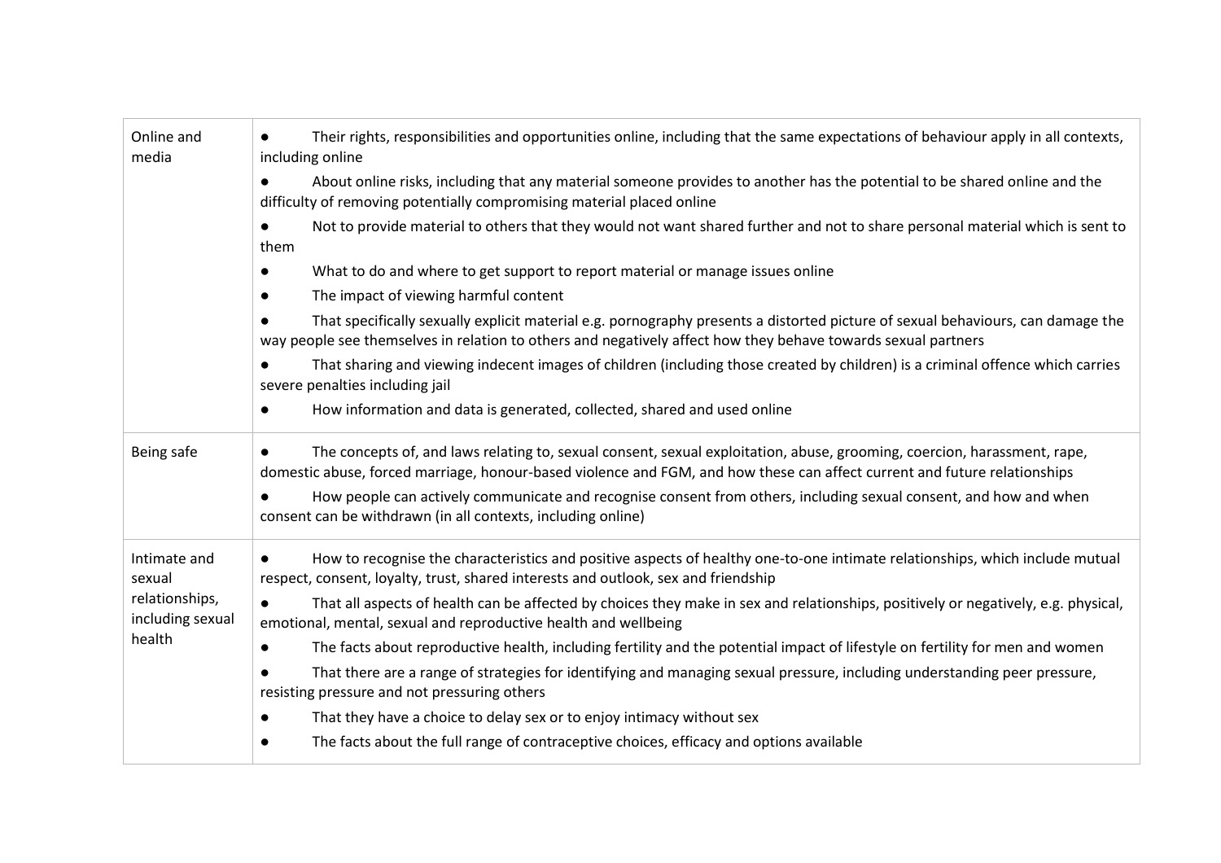| | |
|---|---|
| Online and media | ● Their rights, responsibilities and opportunities online, including that the same expectations of behaviour apply in all contexts, including online<br>● About online risks, including that any material someone provides to another has the potential to be shared online and the difficulty of removing potentially compromising material placed online<br>● Not to provide material to others that they would not want shared further and not to share personal material which is sent to them<br>● What to do and where to get support to report material or manage issues online<br>● The impact of viewing harmful content<br>● That specifically sexually explicit material e.g. pornography presents a distorted picture of sexual behaviours, can damage the way people see themselves in relation to others and negatively affect how they behave towards sexual partners<br>● That sharing and viewing indecent images of children (including those created by children) is a criminal offence which carries severe penalties including jail<br>● How information and data is generated, collected, shared and used online |
| Being safe | ● The concepts of, and laws relating to, sexual consent, sexual exploitation, abuse, grooming, coercion, harassment, rape, domestic abuse, forced marriage, honour-based violence and FGM, and how these can affect current and future relationships<br>● How people can actively communicate and recognise consent from others, including sexual consent, and how and when consent can be withdrawn (in all contexts, including online) |
| Intimate and sexual relationships, including sexual health | ● How to recognise the characteristics and positive aspects of healthy one-to-one intimate relationships, which include mutual respect, consent, loyalty, trust, shared interests and outlook, sex and friendship<br>● That all aspects of health can be affected by choices they make in sex and relationships, positively or negatively, e.g. physical, emotional, mental, sexual and reproductive health and wellbeing<br>● The facts about reproductive health, including fertility and the potential impact of lifestyle on fertility for men and women<br>● That there are a range of strategies for identifying and managing sexual pressure, including understanding peer pressure, resisting pressure and not pressuring others<br>● That they have a choice to delay sex or to enjoy intimacy without sex<br>● The facts about the full range of contraceptive choices, efficacy and options available |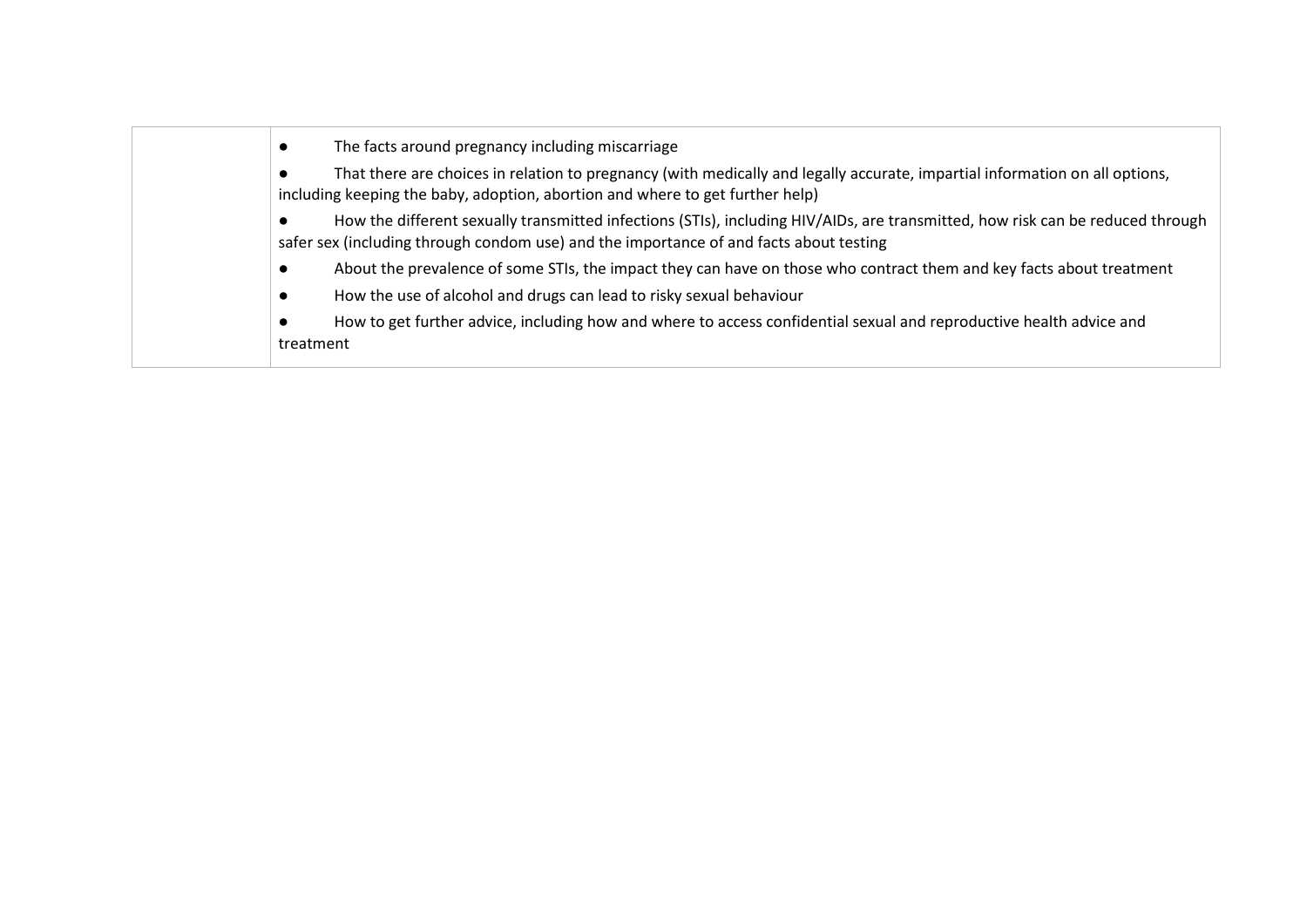| | |
|---|---|
| | ● The facts around pregnancy including miscarriage<br>● That there are choices in relation to pregnancy (with medically and legally accurate, impartial information on all options, including keeping the baby, adoption, abortion and where to get further help)<br>● How the different sexually transmitted infections (STIs), including HIV/AIDs, are transmitted, how risk can be reduced through safer sex (including through condom use) and the importance of and facts about testing<br>● About the prevalence of some STIs, the impact they can have on those who contract them and key facts about treatment<br>● How the use of alcohol and drugs can lead to risky sexual behaviour<br>● How to get further advice, including how and where to access confidential sexual and reproductive health advice and treatment |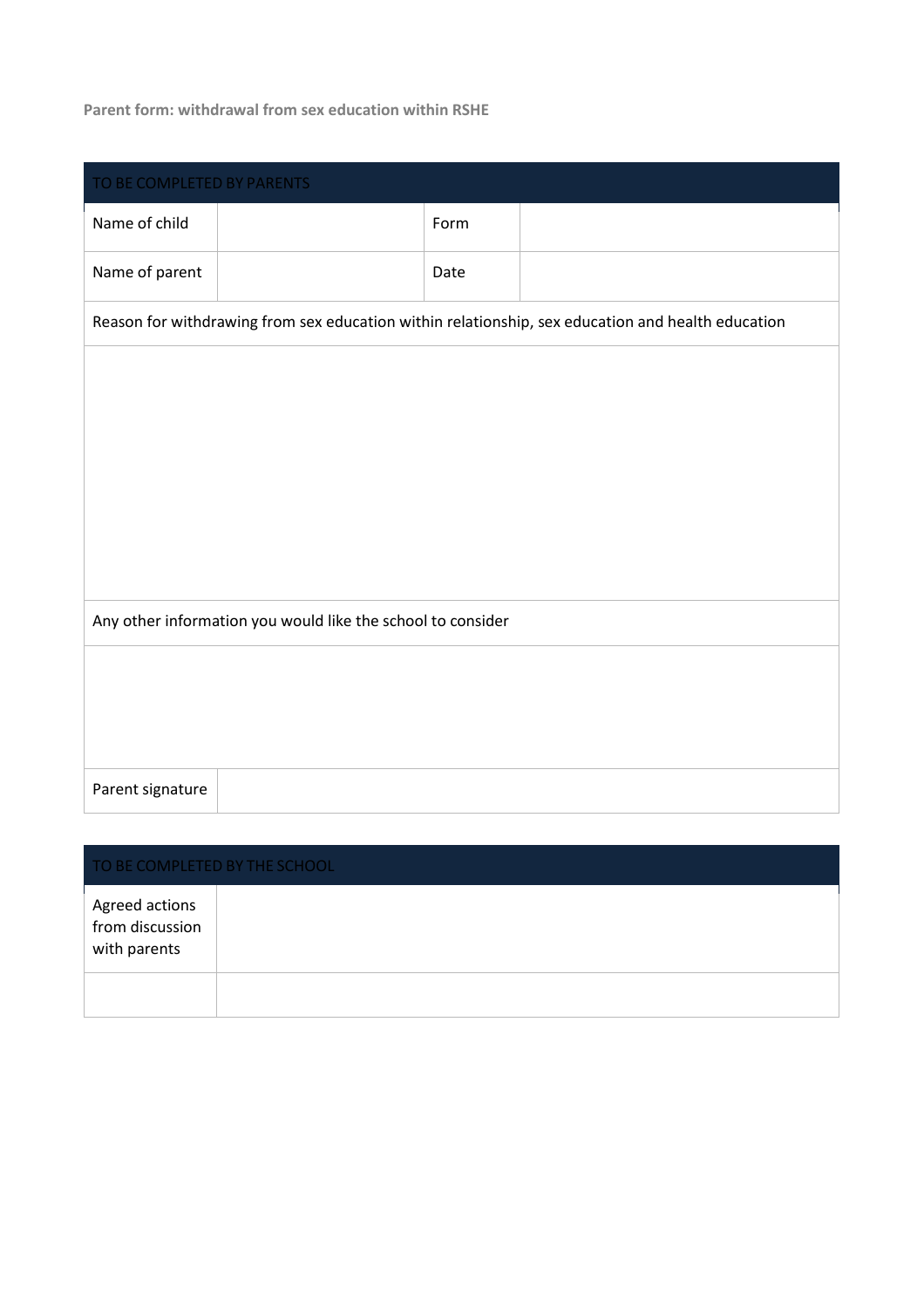**Parent form: withdrawal from sex education within RSHE**

| TO BE COMPLETED BY PARENTS | | | |
|---|---|---|---|
| Name of child | | Form | |
| Name of parent | | Date | |
| Reason for withdrawing from sex education within relationship, sex education and health education | | | |
| | | | |
| Any other information you would like the school to consider | | | |
| | | | |
| Parent signature | | | |

| TO BE COMPLETED BY THE SCHOOL | |
|---|---|
| Agreed actions from discussion with parents | |
| | |